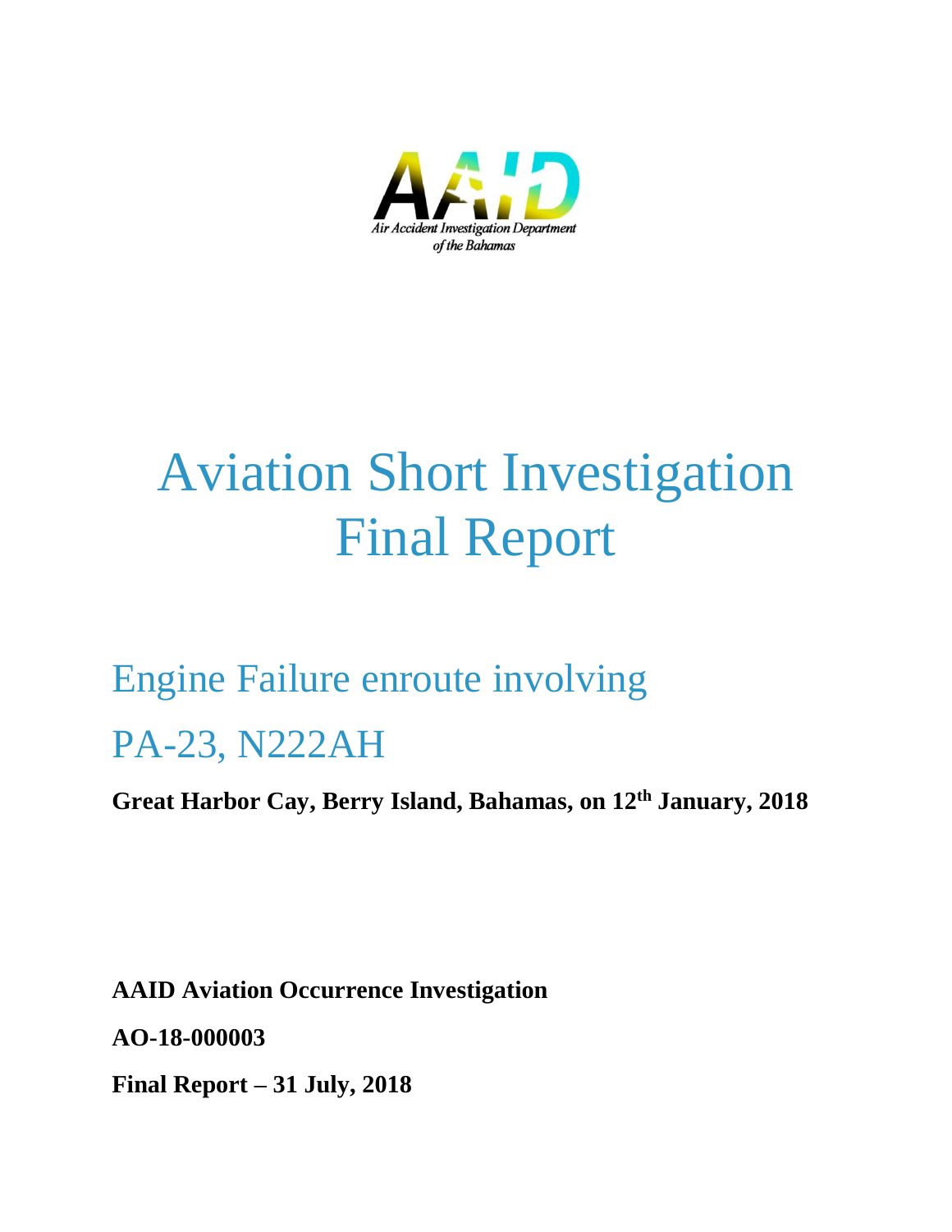AAID

Air Accident Investigation Department of the Bahamas

# Aviation Short Investigation Final Report

## Engine Failure enroute involving PA-23, N222AH

**Great Harbor Cay, Berry Island, Bahamas, on 12th January, 2018**

**AAID Aviation Occurrence Investigation**

**AO-18-000003**

**Final Report – 31 July, 2018**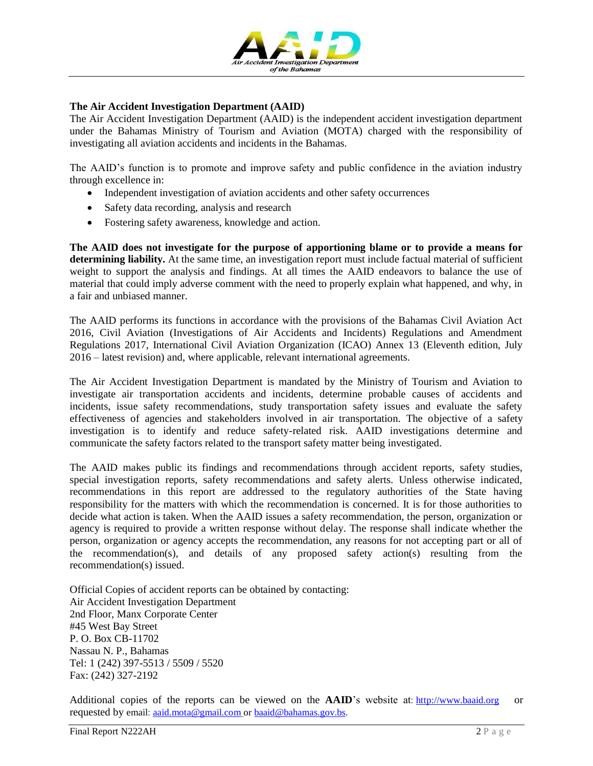## The Air Accident Investigation Department (AAID)

The Air Accident Investigation Department (AAID) is the independent accident investigation department under the Bahamas Ministry of Tourism and Aviation (MOTA) charged with the responsibility of investigating all aviation accidents and incidents in the Bahamas.

The AAID's function is to promote and improve safety and public confidence in the aviation industry through excellence in:

- Independent investigation of aviation accidents and other safety occurrences
- Safety data recording, analysis and research
- Fostering safety awareness, knowledge and action.

**The AAID does not investigate for the purpose of apportioning blame or to provide a means for determining liability.** At the same time, an investigation report must include factual material of sufficient weight to support the analysis and findings. At all times the AAID endeavors to balance the use of material that could imply adverse comment with the need to properly explain what happened, and why, in a fair and unbiased manner.

The AAID performs its functions in accordance with the provisions of the Bahamas Civil Aviation Act 2016, Civil Aviation (Investigations of Air Accidents and Incidents) Regulations and Amendment Regulations 2017, International Civil Aviation Organization (ICAO) Annex 13 (Eleventh edition, July 2016 – latest revision) and, where applicable, relevant international agreements.

The Air Accident Investigation Department is mandated by the Ministry of Tourism and Aviation to investigate air transportation accidents and incidents, determine probable causes of accidents and incidents, issue safety recommendations, study transportation safety issues and evaluate the safety effectiveness of agencies and stakeholders involved in air transportation. The objective of a safety investigation is to identify and reduce safety-related risk. AAID investigations determine and communicate the safety factors related to the transport safety matter being investigated.

The AAID makes public its findings and recommendations through accident reports, safety studies, special investigation reports, safety recommendations and safety alerts. Unless otherwise indicated, recommendations in this report are addressed to the regulatory authorities of the State having responsibility for the matters with which the recommendation is concerned. It is for those authorities to decide what action is taken. When the AAID issues a safety recommendation, the person, organization or agency is required to provide a written response without delay. The response shall indicate whether the person, organization or agency accepts the recommendation, any reasons for not accepting part or all of the recommendation(s), and details of any proposed safety action(s) resulting from the recommendation(s) issued.

Official Copies of accident reports can be obtained by contacting:
Air Accident Investigation Department
2nd Floor, Manx Corporate Center
#45 West Bay Street
P. O. Box CB-11702
Nassau N. P., Bahamas
Tel: 1 (242) 397-5513 / 5509 / 5520
Fax: (242) 327-2192

Additional copies of the reports can be viewed on the **AAID**'s website at: http://www.baaid.org or requested by email: aaid.mota@gmail.com or baaid@bahamas.gov.bs.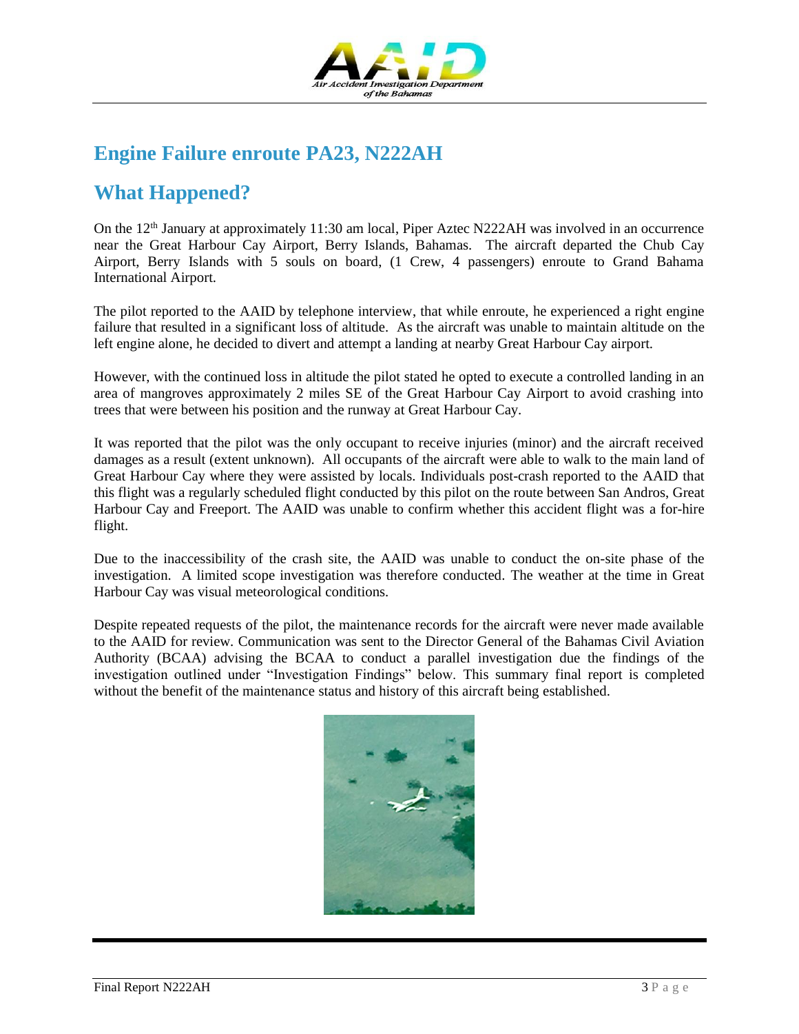## Engine Failure enroute PA23, N222AH

## What Happened?

On the 12th January at approximately 11:30 am local, Piper Aztec N222AH was involved in an occurrence near the Great Harbour Cay Airport, Berry Islands, Bahamas. The aircraft departed the Chub Cay Airport, Berry Islands with 5 souls on board, (1 Crew, 4 passengers) enroute to Grand Bahama International Airport.

The pilot reported to the AAID by telephone interview, that while enroute, he experienced a right engine failure that resulted in a significant loss of altitude. As the aircraft was unable to maintain altitude on the left engine alone, he decided to divert and attempt a landing at nearby Great Harbour Cay airport.

However, with the continued loss in altitude the pilot stated he opted to execute a controlled landing in an area of mangroves approximately 2 miles SE of the Great Harbour Cay Airport to avoid crashing into trees that were between his position and the runway at Great Harbour Cay.

It was reported that the pilot was the only occupant to receive injuries (minor) and the aircraft received damages as a result (extent unknown). All occupants of the aircraft were able to walk to the main land of Great Harbour Cay where they were assisted by locals. Individuals post-crash reported to the AAID that this flight was a regularly scheduled flight conducted by this pilot on the route between San Andros, Great Harbour Cay and Freeport. The AAID was unable to confirm whether this accident flight was a for-hire flight.

Due to the inaccessibility of the crash site, the AAID was unable to conduct the on-site phase of the investigation. A limited scope investigation was therefore conducted. The weather at the time in Great Harbour Cay was visual meteorological conditions.

Despite repeated requests of the pilot, the maintenance records for the aircraft were never made available to the AAID for review. Communication was sent to the Director General of the Bahamas Civil Aviation Authority (BCAA) advising the BCAA to conduct a parallel investigation due the findings of the investigation outlined under "Investigation Findings" below. This summary final report is completed without the benefit of the maintenance status and history of this aircraft being established.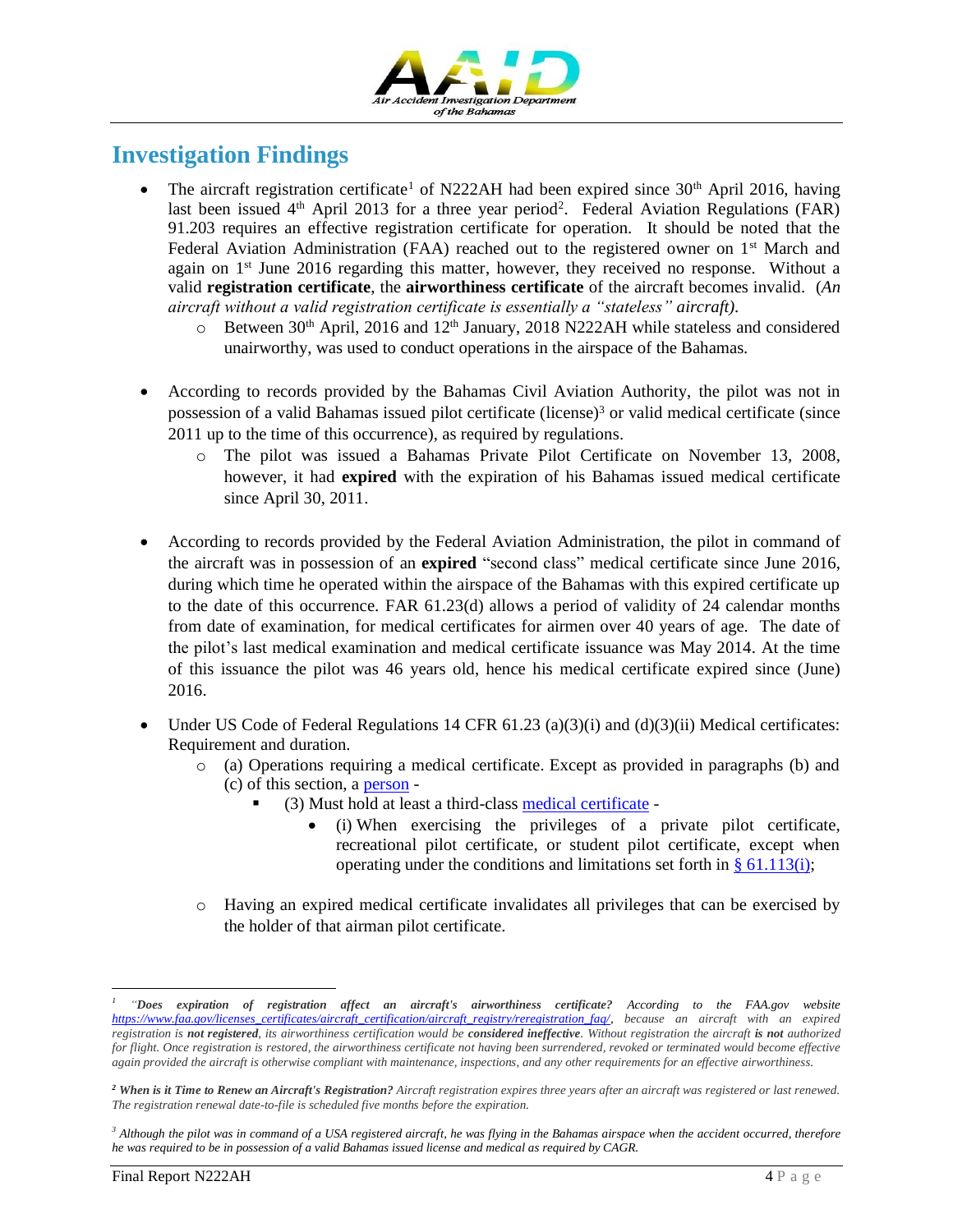## Investigation Findings

- The aircraft registration certificate[1] of N222AH had been expired since 30th April 2016, having last been issued 4th April 2013 for a three year period[2]. Federal Aviation Regulations (FAR) 91.203 requires an effective registration certificate for operation. It should be noted that the Federal Aviation Administration (FAA) reached out to the registered owner on 1st March and again on 1st June 2016 regarding this matter, however, they received no response. Without a valid **registration certificate**, the **airworthiness certificate** of the aircraft becomes invalid. (*An aircraft without a valid registration certificate is essentially a "stateless" aircraft).*
  - Between 30th April, 2016 and 12th January, 2018 N222AH while stateless and considered unairworthy, was used to conduct operations in the airspace of the Bahamas.

- According to records provided by the Bahamas Civil Aviation Authority, the pilot was not in possession of a valid Bahamas issued pilot certificate (license)[3] or valid medical certificate (since 2011 up to the time of this occurrence), as required by regulations.
  - The pilot was issued a Bahamas Private Pilot Certificate on November 13, 2008, however, it had **expired** with the expiration of his Bahamas issued medical certificate since April 30, 2011.

- According to records provided by the Federal Aviation Administration, the pilot in command of the aircraft was in possession of an **expired** "second class" medical certificate since June 2016, during which time he operated within the airspace of the Bahamas with this expired certificate up to the date of this occurrence. FAR 61.23(d) allows a period of validity of 24 calendar months from date of examination, for medical certificates for airmen over 40 years of age. The date of the pilot's last medical examination and medical certificate issuance was May 2014. At the time of this issuance the pilot was 46 years old, hence his medical certificate expired since (June) 2016.

- Under US Code of Federal Regulations 14 CFR 61.23 (a)(3)(i) and (d)(3)(ii) Medical certificates: Requirement and duration.
  - (a) Operations requiring a medical certificate. Except as provided in paragraphs (b) and (c) of this section, a [person](person) -
    - (3) Must hold at least a third-class [medical certificate](medical certificate) -
      - (i) When exercising the privileges of a private pilot certificate, recreational pilot certificate, or student pilot certificate, except when operating under the conditions and limitations set forth in [§ 61.113(i)](§ 61.113(i));
  - Having an expired medical certificate invalidates all privileges that can be exercised by the holder of that airman pilot certificate.

---

[1] *"**Does expiration of registration affect an aircraft's airworthiness certificate?** According to the FAA.gov website [https://www.faa.gov/licenses_certificates/aircraft_certification/aircraft_registry/reregistration_faq/](https://www.faa.gov/licenses_certificates/aircraft_certification/aircraft_registry/reregistration_faq/), because an aircraft with an expired registration is **not registered**, its airworthiness certification would be **considered ineffective**. Without registration the aircraft **is not** authorized for flight. Once registration is restored, the airworthiness certificate not having been surrendered, revoked or terminated would become effective again provided the aircraft is otherwise compliant with maintenance, inspections, and any other requirements for an effective airworthiness.*

[2] ***When is it Time to Renew an Aircraft's Registration?** Aircraft registration expires three years after an aircraft was registered or last renewed. The registration renewal date-to-file is scheduled five months before the expiration.*

[3] *Although the pilot was in command of a USA registered aircraft, he was flying in the Bahamas airspace when the accident occurred, therefore he was required to be in possession of a valid Bahamas issued license and medical as required by CAGR.*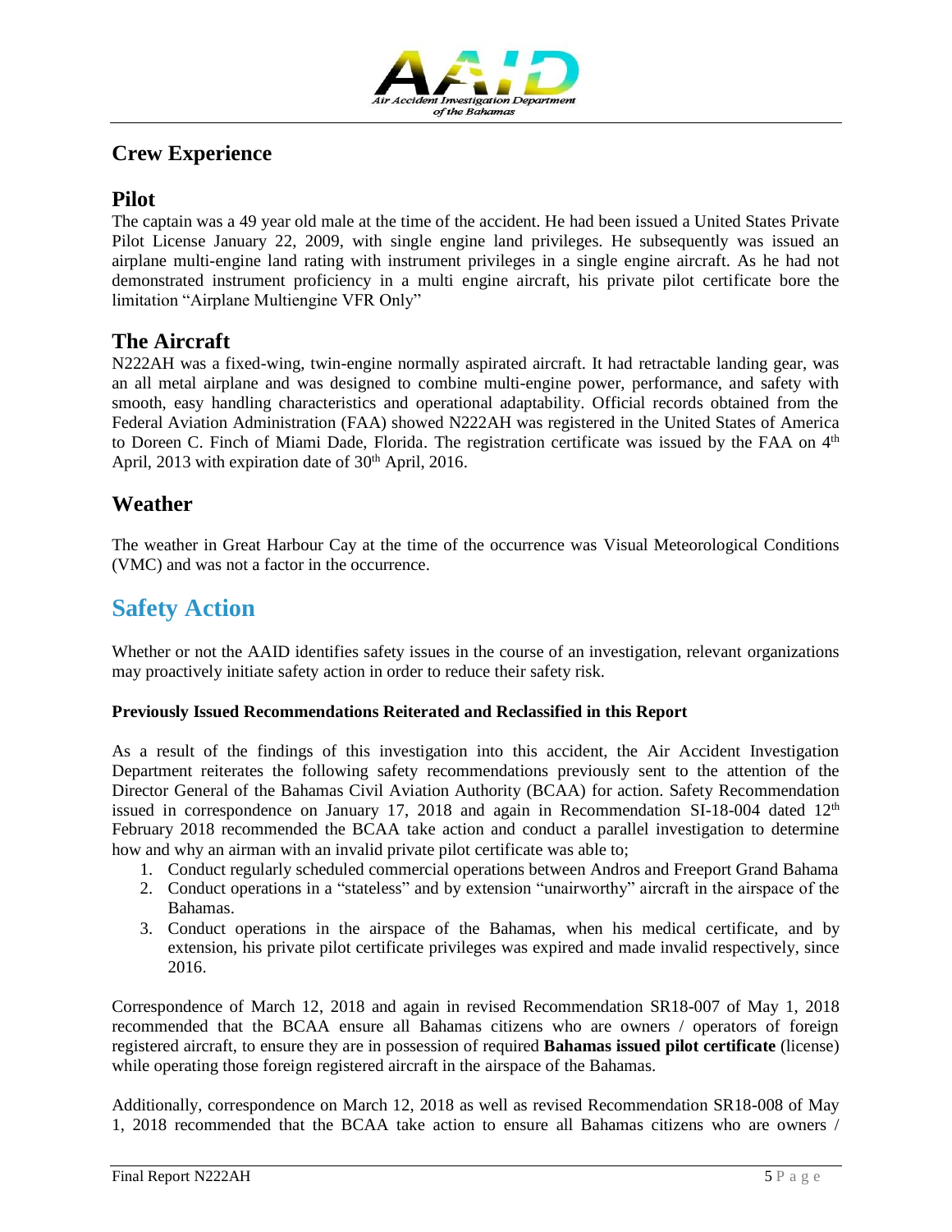## Crew Experience

## Pilot

The captain was a 49 year old male at the time of the accident. He had been issued a United States Private Pilot License January 22, 2009, with single engine land privileges. He subsequently was issued an airplane multi-engine land rating with instrument privileges in a single engine aircraft. As he had not demonstrated instrument proficiency in a multi engine aircraft, his private pilot certificate bore the limitation "Airplane Multiengine VFR Only"

## The Aircraft

N222AH was a fixed-wing, twin-engine normally aspirated aircraft. It had retractable landing gear, was an all metal airplane and was designed to combine multi-engine power, performance, and safety with smooth, easy handling characteristics and operational adaptability. Official records obtained from the Federal Aviation Administration (FAA) showed N222AH was registered in the United States of America to Doreen C. Finch of Miami Dade, Florida. The registration certificate was issued by the FAA on 4th April, 2013 with expiration date of 30th April, 2016.

## Weather

The weather in Great Harbour Cay at the time of the occurrence was Visual Meteorological Conditions (VMC) and was not a factor in the occurrence.

# Safety Action

Whether or not the AAID identifies safety issues in the course of an investigation, relevant organizations may proactively initiate safety action in order to reduce their safety risk.

**Previously Issued Recommendations Reiterated and Reclassified in this Report**

As a result of the findings of this investigation into this accident, the Air Accident Investigation Department reiterates the following safety recommendations previously sent to the attention of the Director General of the Bahamas Civil Aviation Authority (BCAA) for action. Safety Recommendation issued in correspondence on January 17, 2018 and again in Recommendation SI-18-004 dated 12th February 2018 recommended the BCAA take action and conduct a parallel investigation to determine how and why an airman with an invalid private pilot certificate was able to;

1. Conduct regularly scheduled commercial operations between Andros and Freeport Grand Bahama
2. Conduct operations in a "stateless" and by extension "unairworthy" aircraft in the airspace of the Bahamas.
3. Conduct operations in the airspace of the Bahamas, when his medical certificate, and by extension, his private pilot certificate privileges was expired and made invalid respectively, since 2016.

Correspondence of March 12, 2018 and again in revised Recommendation SR18-007 of May 1, 2018 recommended that the BCAA ensure all Bahamas citizens who are owners / operators of foreign registered aircraft, to ensure they are in possession of required **Bahamas issued pilot certificate** (license) while operating those foreign registered aircraft in the airspace of the Bahamas.

Additionally, correspondence on March 12, 2018 as well as revised Recommendation SR18-008 of May 1, 2018 recommended that the BCAA take action to ensure all Bahamas citizens who are owners /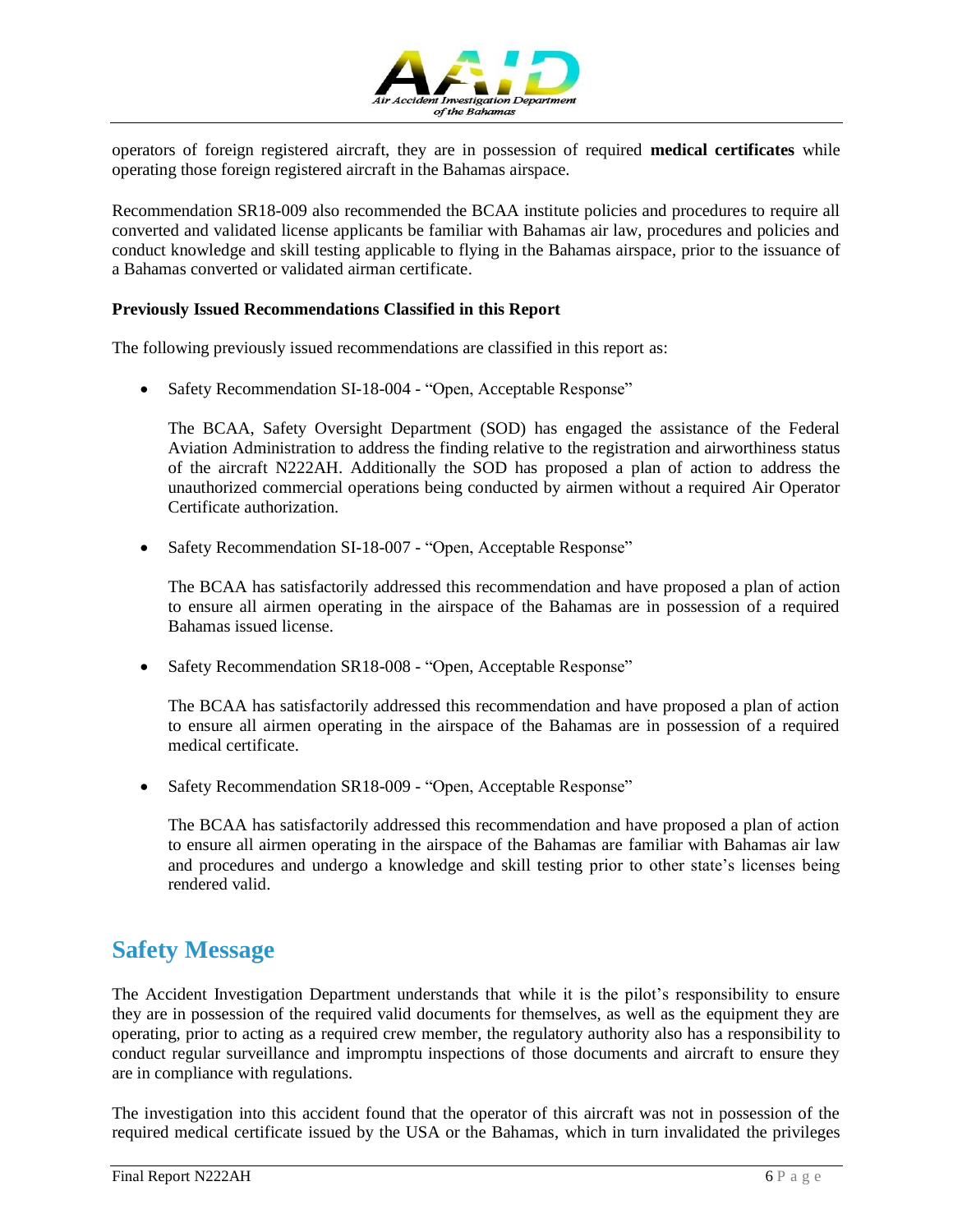operators of foreign registered aircraft, they are in possession of required **medical certificates** while operating those foreign registered aircraft in the Bahamas airspace.

Recommendation SR18-009 also recommended the BCAA institute policies and procedures to require all converted and validated license applicants be familiar with Bahamas air law, procedures and policies and conduct knowledge and skill testing applicable to flying in the Bahamas airspace, prior to the issuance of a Bahamas converted or validated airman certificate.

**Previously Issued Recommendations Classified in this Report**

The following previously issued recommendations are classified in this report as:

- Safety Recommendation SI-18-004 - "Open, Acceptable Response"

  The BCAA, Safety Oversight Department (SOD) has engaged the assistance of the Federal Aviation Administration to address the finding relative to the registration and airworthiness status of the aircraft N222AH. Additionally the SOD has proposed a plan of action to address the unauthorized commercial operations being conducted by airmen without a required Air Operator Certificate authorization.

- Safety Recommendation SI-18-007 - "Open, Acceptable Response"

  The BCAA has satisfactorily addressed this recommendation and have proposed a plan of action to ensure all airmen operating in the airspace of the Bahamas are in possession of a required Bahamas issued license.

- Safety Recommendation SR18-008 - "Open, Acceptable Response"

  The BCAA has satisfactorily addressed this recommendation and have proposed a plan of action to ensure all airmen operating in the airspace of the Bahamas are in possession of a required medical certificate.

- Safety Recommendation SR18-009 - "Open, Acceptable Response"

  The BCAA has satisfactorily addressed this recommendation and have proposed a plan of action to ensure all airmen operating in the airspace of the Bahamas are familiar with Bahamas air law and procedures and undergo a knowledge and skill testing prior to other state's licenses being rendered valid.

## Safety Message

The Accident Investigation Department understands that while it is the pilot's responsibility to ensure they are in possession of the required valid documents for themselves, as well as the equipment they are operating, prior to acting as a required crew member, the regulatory authority also has a responsibility to conduct regular surveillance and impromptu inspections of those documents and aircraft to ensure they are in compliance with regulations.

The investigation into this accident found that the operator of this aircraft was not in possession of the required medical certificate issued by the USA or the Bahamas, which in turn invalidated the privileges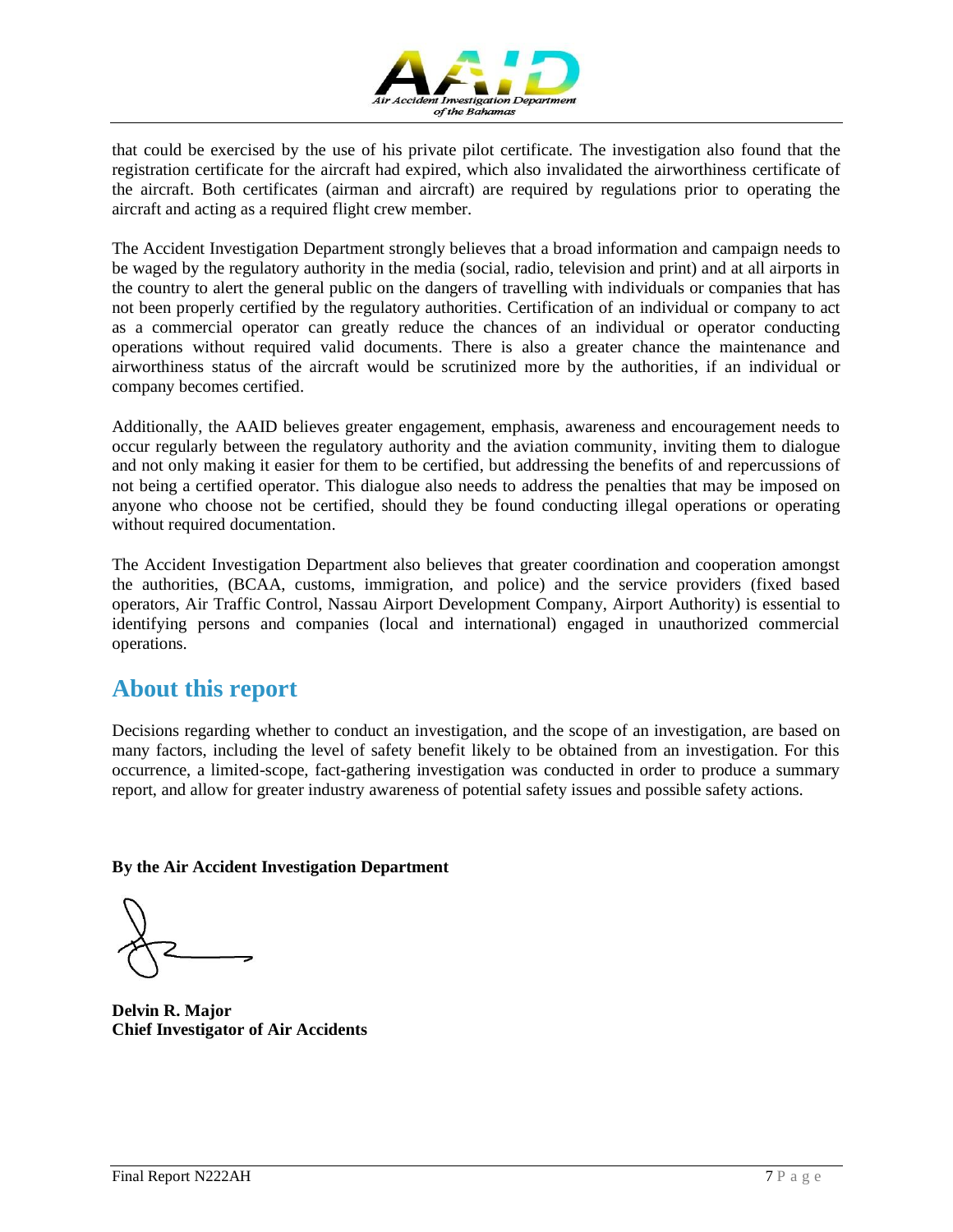that could be exercised by the use of his private pilot certificate. The investigation also found that the registration certificate for the aircraft had expired, which also invalidated the airworthiness certificate of the aircraft. Both certificates (airman and aircraft) are required by regulations prior to operating the aircraft and acting as a required flight crew member.

The Accident Investigation Department strongly believes that a broad information and campaign needs to be waged by the regulatory authority in the media (social, radio, television and print) and at all airports in the country to alert the general public on the dangers of travelling with individuals or companies that has not been properly certified by the regulatory authorities. Certification of an individual or company to act as a commercial operator can greatly reduce the chances of an individual or operator conducting operations without required valid documents. There is also a greater chance the maintenance and airworthiness status of the aircraft would be scrutinized more by the authorities, if an individual or company becomes certified.

Additionally, the AAID believes greater engagement, emphasis, awareness and encouragement needs to occur regularly between the regulatory authority and the aviation community, inviting them to dialogue and not only making it easier for them to be certified, but addressing the benefits of and repercussions of not being a certified operator. This dialogue also needs to address the penalties that may be imposed on anyone who choose not be certified, should they be found conducting illegal operations or operating without required documentation.

The Accident Investigation Department also believes that greater coordination and cooperation amongst the authorities, (BCAA, customs, immigration, and police) and the service providers (fixed based operators, Air Traffic Control, Nassau Airport Development Company, Airport Authority) is essential to identifying persons and companies (local and international) engaged in unauthorized commercial operations.

## About this report

Decisions regarding whether to conduct an investigation, and the scope of an investigation, are based on many factors, including the level of safety benefit likely to be obtained from an investigation. For this occurrence, a limited-scope, fact-gathering investigation was conducted in order to produce a summary report, and allow for greater industry awareness of potential safety issues and possible safety actions.

**By the Air Accident Investigation Department**

**Delvin R. Major**
**Chief Investigator of Air Accidents**